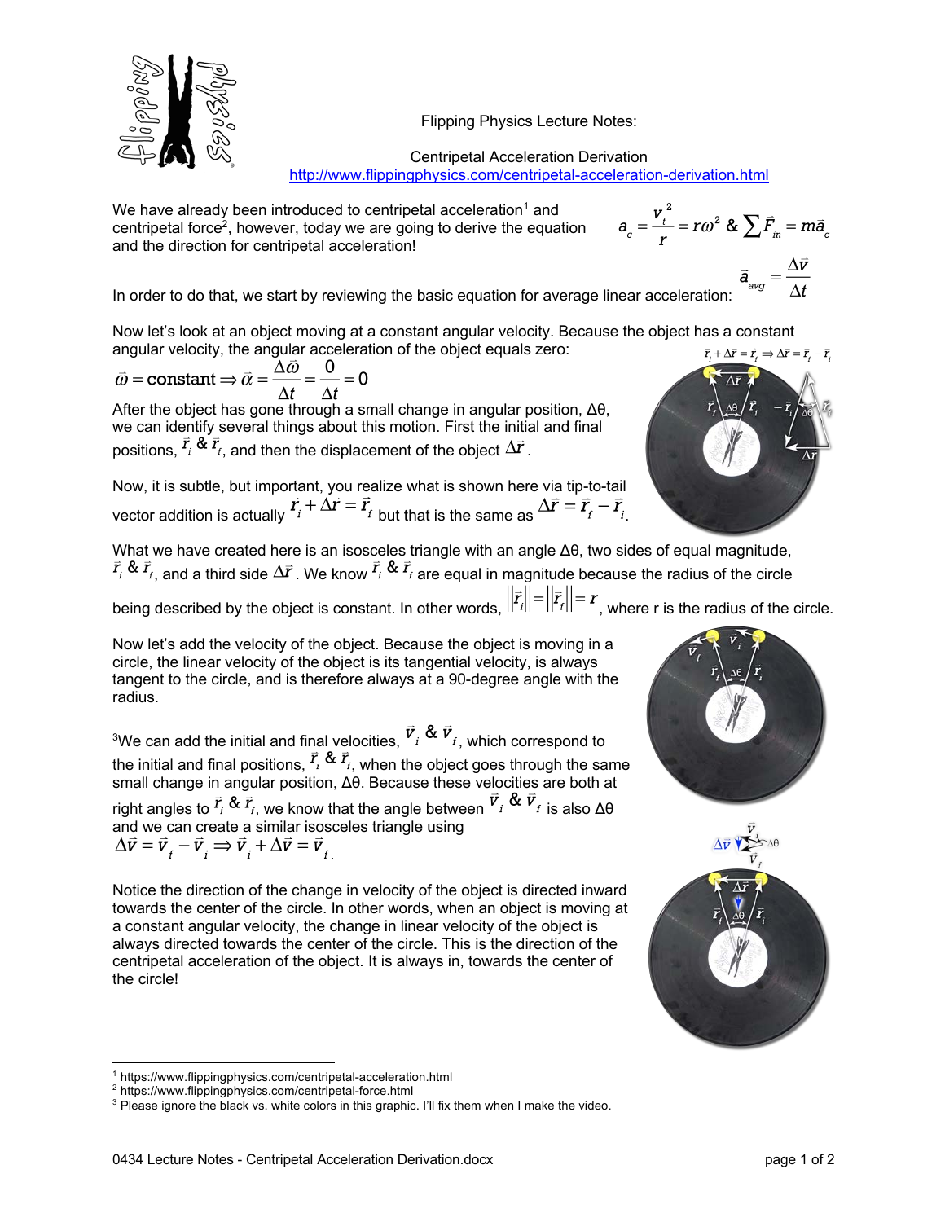Flipping Physics Lecture Notes:

Centripetal Acceleration Derivation

http://www.flippingphysics.com/centripetal-acceleration-derivation.html

We have already been introduced to centripetal acceleration[1] and centripetal force[2], however, today we are going to derive the equation and the direction for centripetal acceleration!

$$a_c = \frac{v_t^2}{r} = r\omega^2 \ \& \ \sum \vec{F}_{in} = m\vec{a}_c$$

In order to do that, we start by reviewing the basic equation for average linear acceleration: $\vec{a}_{avg} = \frac{\Delta \vec{v}}{\Delta t}$

Now let's look at an object moving at a constant angular velocity. Because the object has a constant angular velocity, the angular acceleration of the object equals zero:

$$\vec{\omega} = \text{constant} \Rightarrow \vec{\alpha} = \frac{\Delta \vec{\omega}}{\Delta t} = \frac{0}{\Delta t} = 0$$

After the object has gone through a small change in angular position, Δθ, we can identify several things about this motion. First the initial and final positions, $\vec{r}_i \ \& \ \vec{r}_f$, and then the displacement of the object $\Delta \vec{r}$.

$$\vec{r}_i + \Delta \vec{r} = \vec{r}_f \Rightarrow \Delta \vec{r} = \vec{r}_f - \vec{r}_i$$

Now, it is subtle, but important, you realize what is shown here via tip-to-tail vector addition is actually $\vec{r}_i + \Delta \vec{r} = \vec{r}_f$ but that is the same as $\Delta \vec{r} = \vec{r}_f - \vec{r}_i$.

What we have created here is an isosceles triangle with an angle Δθ, two sides of equal magnitude, $\vec{r}_i \ \& \ \vec{r}_f$, and a third side $\Delta \vec{r}$. We know $\vec{r}_i \ \& \ \vec{r}_f$ are equal in magnitude because the radius of the circle being described by the object is constant. In other words, $\left\|\vec{r}_i\right\| = \left\|\vec{r}_f\right\| = r$, where r is the radius of the circle.

Now let's add the velocity of the object. Because the object is moving in a circle, the linear velocity of the object is its tangential velocity, is always tangent to the circle, and is therefore always at a 90-degree angle with the radius.

[3]We can add the initial and final velocities, $\vec{v}_i \ \& \ \vec{v}_f$, which correspond to the initial and final positions, $\vec{r}_i \ \& \ \vec{r}_f$, when the object goes through the same small change in angular position, Δθ. Because these velocities are both at right angles to $\vec{r}_i \ \& \ \vec{r}_f$, we know that the angle between $\vec{v}_i \ \& \ \vec{v}_f$ is also Δθ and we can create a similar isosceles triangle using $\Delta \vec{v} = \vec{v}_f - \vec{v}_i \Rightarrow \vec{v}_i + \Delta \vec{v} = \vec{v}_f$.

Notice the direction of the change in velocity of the object is directed inward towards the center of the circle. In other words, when an object is moving at a constant angular velocity, the change in linear velocity of the object is always directed towards the center of the circle. This is the direction of the centripetal acceleration of the object. It is always in, towards the center of the circle!

---

[1] https://www.flippingphysics.com/centripetal-acceleration.html

[2] https://www.flippingphysics.com/centripetal-force.html

[3] Please ignore the black vs. white colors in this graphic. I'll fix them when I make the video.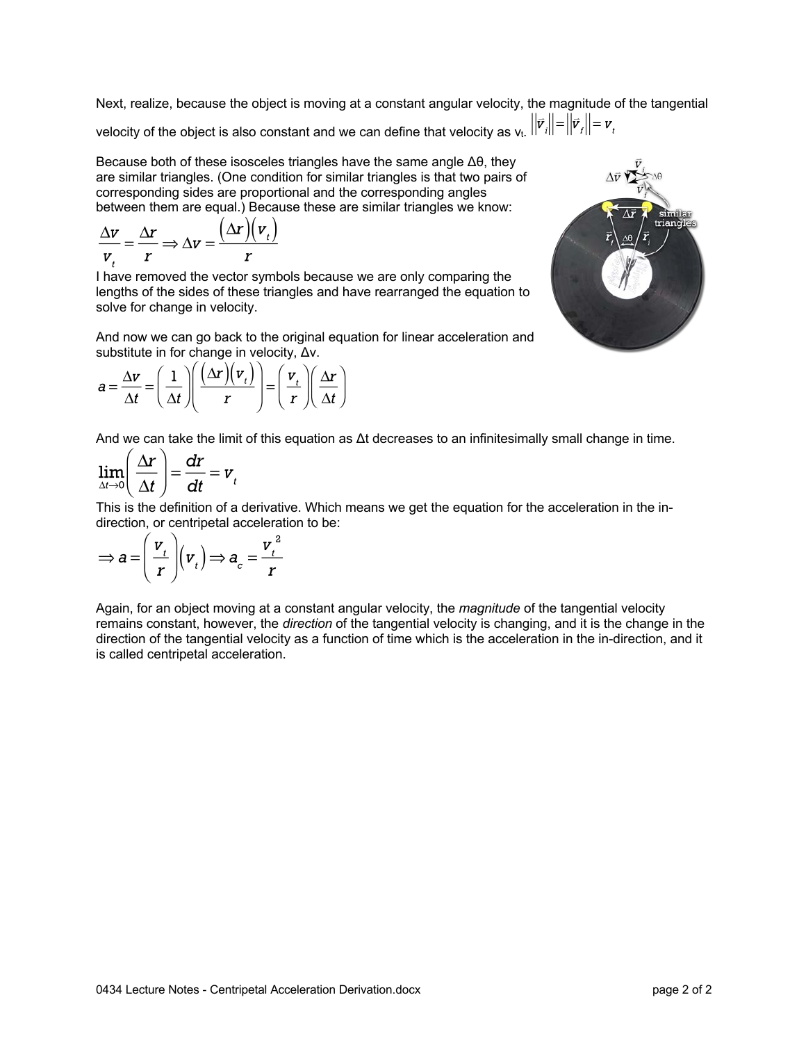Next, realize, because the object is moving at a constant angular velocity, the magnitude of the tangential velocity of the object is also constant and we can define that velocity as $v_t$. $\left\|\vec{v}_i\right\| = \left\|\vec{v}_f\right\| = v_t$

Because both of these isosceles triangles have the same angle Δθ, they are similar triangles. (One condition for similar triangles is that two pairs of corresponding sides are proportional and the corresponding angles between them are equal.) Because these are similar triangles we know:

$$\frac{\Delta v}{v_t} = \frac{\Delta r}{r} \Rightarrow \Delta v = \frac{(\Delta r)(v_t)}{r}$$

I have removed the vector symbols because we are only comparing the lengths of the sides of these triangles and have rearranged the equation to solve for change in velocity.

And now we can go back to the original equation for linear acceleration and substitute in for change in velocity, Δv.

$$a = \frac{\Delta v}{\Delta t} = \left(\frac{1}{\Delta t}\right)\left(\frac{(\Delta r)(v_t)}{r}\right) = \left(\frac{v_t}{r}\right)\left(\frac{\Delta r}{\Delta t}\right)$$

And we can take the limit of this equation as Δt decreases to an infinitesimally small change in time.

$$\lim_{\Delta t \to 0}\left(\frac{\Delta r}{\Delta t}\right) = \frac{dr}{dt} = v_t$$

This is the definition of a derivative. Which means we get the equation for the acceleration in the in-direction, or centripetal acceleration to be:

$$\Rightarrow a = \left(\frac{v_t}{r}\right)(v_t) \Rightarrow a_c = \frac{v_t^{\,2}}{r}$$

Again, for an object moving at a constant angular velocity, the *magnitude* of the tangential velocity remains constant, however, the *direction* of the tangential velocity is changing, and it is the change in the direction of the tangential velocity as a function of time which is the acceleration in the in-direction, and it is called centripetal acceleration.